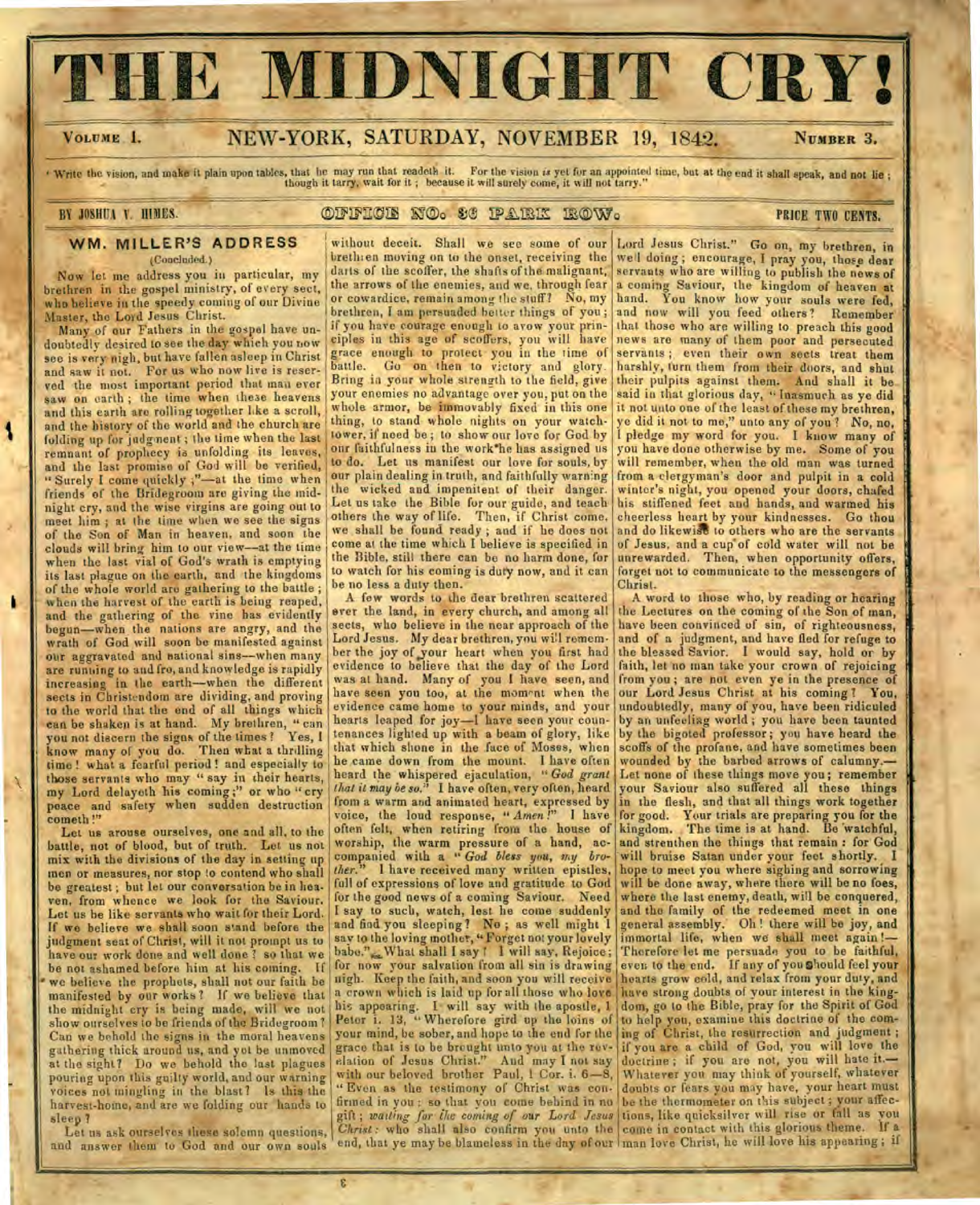# THE MIDNIGHT CRY!

VOLUME 1. NEW-YORK, SATURDAY, NOVEMBER 19, 1842. NUMBER 3.

"Write the vision, and make it plain upon tables, that he may run that readeth it. For the vision *is* yet for an appointed time, but at the end it shall speak, and not lie; though it tarry, wait for it; because it will surely come, it will not tarry."

BY JOSHUA V. HIMES. OFFICE NO. 36 PARK ROW. PRICE TWO CENTS.

## WM. MILLER'S ADDRESS

(Concluded.)

Now let me address you in particular, my brethren in the gospel ministry, of every sect, who believe in the speedy coming of our Divine Master, the Lord Jesus Christ.

Many of our Fathers in the gospel have undoubtedly desired to see the day which you now see is very nigh, but have fallen asleep in Christ and saw it not. For us who now live is reserved the most important period that man ever saw on earth; the time when these heavens and this earth are rolling together like a scroll, and the history of the world and the church are folding up for judgment; the time when the last remnant of prophecy is unfolding its leaves, and the last promise of God will be verified, "Surely I come quickly;"—at the time when friends of the Bridegroom are giving the midnight cry, and the wise virgins are going out to meet him; at the time when we see the signs of the Son of Man in heaven, and soon the clouds will bring him to our view—at the time when the last vial of God's wrath is emptying its last plague on the earth, and the kingdoms of the whole world are gathering to the battle; when the harvest of the earth is being reaped, and the gathering of the vine has evidently begun—when the nations are angry, and the wrath of God will soon be manifested against our aggravated and national sins—when many are running to and fro, and knowledge is rapidly increasing in the earth—when the different sects in Christendom are dividing, and proving to the world that the end of all things which can be shaken is at hand. My brethren, "can you not discern the signs of the times? Yes, I know many of you do. Then what a thrilling time! what a fearful period! and especially to those servants who may "say in their hearts, my Lord delayeth his coming;" or who "cry peace and safety when sudden destruction cometh!"

Let us arouse ourselves, one and all, to the battle, not of blood, but of truth. Let us not mix with the divisions of the day in setting up men or measures, nor stop to contend who shall be greatest; but let our conversation be in heaven, from whence we look for the Saviour. Let us be like servants who wait for their Lord. If we believe we shall soon stand before the judgment seat of Christ, will it not prompt us to have our work done and well done? so that we be not ashamed before him at his coming. If we believe the prophets, shall not our faith be manifested by our works? If we believe that the midnight cry is being made, will we not show ourselves to be friends of the Bridegroom? Can we behold the signs in the moral heavens gathering thick around us, and yet be unmoved at the sight? Do we behold the last plagues pouring upon this guilty world, and our warning voices not mingling in the blast? Is this the harvest-home, and are we folding our hands to sleep?

Let us ask ourselves these solemn questions, and answer them to God and our own souls without deceit. Shall we see some of our brethren moving on to the onset, receiving the darts of the scoffer, the shafts of the malignant, the arrows of the enemies, and we, through fear or cowardice, remain among the stuff? No, my brethren, I am persuaded better things of you; if you have courage enough to avow your principles in this age of scoffers, you will have grace enough to protect you in the time of battle. Go on then to victory and glory. Bring in your whole strength to the field, give your enemies no advantage over you, put on the whole armor, be immovably fixed in this one thing, to stand whole nights on your watchtower, if need be; to show our love for God by our faithfulness in the work he has assigned us to do. Let us manifest our love for souls, by our plain dealing in truth, and faithfully warning the wicked and impenitent of their danger. Let us take the Bible for our guide, and teach others the way of life. Then, if Christ come, we shall be found ready; and if he does not come at the time which I believe is specified in the Bible, still there can be no harm done, for to watch for his coming is duty now, and it can be no less a duty then.

A few words to the dear brethren scattered over the land, in every church, and among all sects, who believe in the near approach of the Lord Jesus. My dear brethren, you will remember the joy of your heart when you first had evidence to believe that the day of the Lord was at hand. Many of you I have seen, and have seen you too, at the moment when the evidence came home to your minds, and your hearts leaped for joy—I have seen your countenances lighted up with a beam of glory, like that which shone in the face of Moses, when he came down from the mount. I have often heard the whispered ejaculation, "*God grant that it may be so.*" I have often, very often, heard from a warm and animated heart, expressed by voice, the loud response, "*Amen!*" I have often felt, when retiring from the house of worship, the warm pressure of a hand, accompanied with a "*God bless you, my brother.*" I have received many written epistles, full of expressions of love and gratitude to God for the good news of a coming Saviour. Need I say to such, watch, lest he come suddenly and find you sleeping? No; as well might I say to the loving mother, "Forget not your lovely babe." What shall I say? I will say, Rejoice; for now your salvation from all sin is drawing nigh. Keep the faith, and soon you will receive a crown which is laid up for all those who love his appearing. I will say with the apostle, 1 Peter i. 13, "Wherefore gird up the loins of your mind, be sober, and hope to the end for the grace that is to be brought unto you at the revelation of Jesus Christ." And may I not say with our beloved brother Paul, 1 Cor. i. 6—8, "Even as the testimony of Christ was confirmed in you: so that you come behind in no gift; *waiting for the coming of our Lord Jesus Christ*: who shall also confirm you unto the end, that ye may be blameless in the day of our Lord Jesus Christ." Go on, my brethren, in well doing; encourage, I pray you, those dear servants who are willing to publish the news of a coming Saviour, the kingdom of heaven at hand. You know how your souls were fed, and now will you feed others? Remember that those who are willing to preach this good news are many of them poor and persecuted servants; even their own sects treat them harshly, turn them from their doors, and shut their pulpits against them. And shall it be said in that glorious day, "Inasmuch as ye did it not unto one of the least of these my brethren, ye did it not to me," unto any of you? No, no, I pledge my word for you. I know many of you have done otherwise by me. Some of you will remember, when the old man was turned from a clergyman's door and pulpit in a cold winter's night, you opened your doors, chafed his stiffened feet and hands, and warmed his cheerless heart by your kindnesses. Go thou and do likewise to others who are the servants of Jesus, and a cup of cold water will not be unrewarded. Then, when opportunity offers, forget not to communicate to the messengers of Christ.

A word to those who, by reading or hearing the Lectures on the coming of the Son of man, have been convinced of sin, of righteousness, and of a judgment, and have fled for refuge to the blessed Savior. I would say, hold on by faith, let no man take your crown of rejoicing from you; are not even ye in the presence of our Lord Jesus Christ at his coming? You, undoubtedly, many of you, have been ridiculed by an unfeeling world; you have been taunted by the bigoted professor; you have heard the scoffs of the profane, and have sometimes been wounded by the barbed arrows of calumny.—Let none of these things move you; remember your Saviour also suffered all these things in the flesh, and that all things work together for good. Your trials are preparing you for the kingdom. The time is at hand. Be watchful, and strenthen the things that remain: for God will bruise Satan under your feet shortly. I hope to meet you where sighing and sorrowing will be done away, where there will be no foes, where the last enemy, death, will be conquered, and the family of the redeemed meet in one general assembly. Oh! there will be joy, and immortal life, when we shall meet again!—Therefore let me persuade you to be faithful, even to the end. If any of you should feel your hearts grow cold, and relax from your duty, and have strong doubts of your interest in the kingdom, go to the Bible, pray for the Spirit of God to help you, examine this doctrine of the coming of Christ, the resurrection and judgment; if you are a child of God, you will love the doctrine; if you are not, you will hate it.—Whatever you may think of yourself, whatever doubts or fears you may have, your heart must be the thermometer on this subject; your affections, like quicksilver will rise or fall as you come in contact with this glorious theme. If a man love Christ, he will love his appearing; if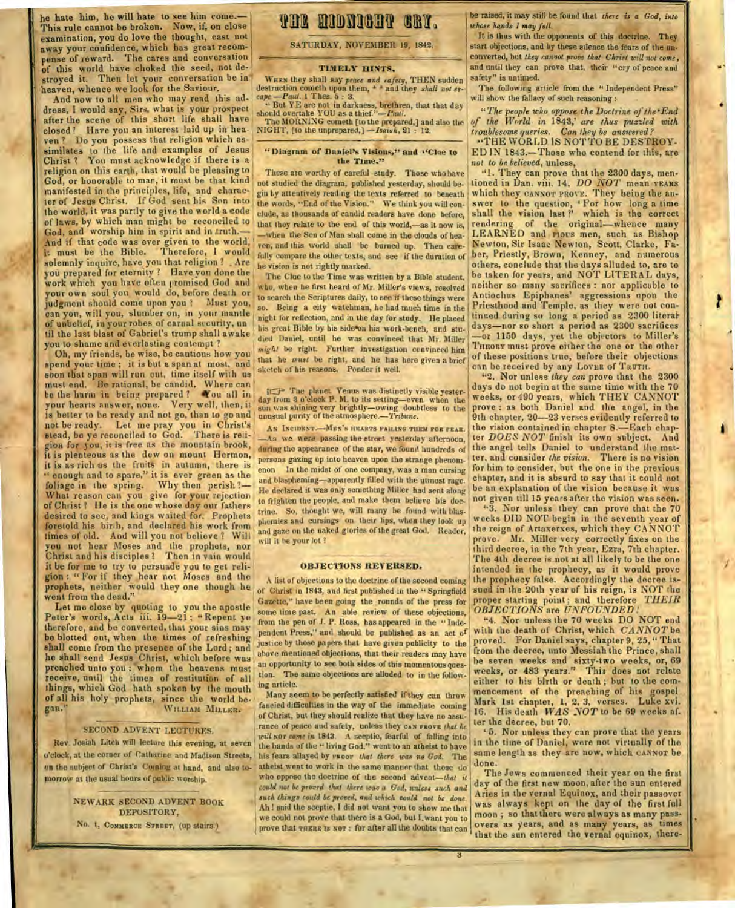he hate him, he will hate to see him come.—This rule cannot be broken. Now, if, on close examination, you do love the thought, cast not away your confidence, which has great recompense of reward. The cares and conversation of this world have choked the seed, not destroyed it. Then let your conversation be in heaven, whence we look for the Saviour.

And now to all men who may read this address, I would say, Sirs, what is your prospect after the scene of this short life shall have closed? Have you an interest laid up in heaven? Do you possess that religion which assimilates to the life and examples of Jesus Christ? You must acknowledge if there is a religion on this earth, that would be pleasing to God, or honorable to man, it must be that kind manifested in the principles, life, and character of Jesus Christ. If God sent his Son into the world, it was partly to give the world a code of laws, by which man might be reconciled to God, and worship him in spirit and in truth.—And if that code was ever given to the world, it must be the Bible. Therefore, I would solemnly inquire, have you that religion? Are you prepared for eternity? Have you done the work which you have often promised God and your own soul you would do, before death or judgment should come upon you? Must you, can you, will you, slumber on, in your mantle of unbelief, in your robes of carnal security, until the last blast of Gabriel's trump shall awake you to shame and everlasting contempt?

Oh, my friends, be wise, be cautious how you spend your time; it is but a span at most, and soon that span will run out, time itself with us must end. Be rational, be candid. Where can be the harm in being prepared? You all in your hearts answer, none. Very well, then, it is better to be ready and not go, than to go and not be ready. Let me pray you in Christ's stead, be ye reconciled to God. There is religion for you, it is free as the mountain brook, it is plenteous as the dew on mount Hermon, it is as rich as the fruits in autumn, there is "enough and to spare," it is ever green as the foliage in the spring. Why then perish?—What reason can you give for your rejection of Christ? He is the one whose day our fathers desired to see, and kings waited for. Prophets foretold his birth, and declared his work from times of old. And will you not believe? Will you not hear Moses and the prophets, nor Christ and his disciples? Then in vain would it be for me to try to persuade you to get religion: "For if they hear not Moses and the prophets, neither would they one though he went from the dead."

Let me close by quoting to you the apostle Peter's words, Acts iii. 19—21: "Repent ye therefore, and be converted, that your sins may be blotted out, when the times of refreshing shall come from the presence of the Lord; and he shall send Jesus Christ, which before was preached unto you: whom the heavens must receive, until the times of restitution of all things, which God hath spoken by the mouth of all his holy prophets, since the world began."

WILLIAM MILLER.

### SECOND ADVENT LECTURES.

Rev. Josiah Litch will lecture this evening, at seven o'clock, at the corner of Catharine and Madison Streets, on the subject of Christ's Coming at hand, and also to-morrow at the usual hours of public worship.

### NEWARK SECOND ADVENT BOOK DEPOSITORY,

No. 1, COMMERCE STREET, (up stairs.)

# THE MIDNIGHT CRY.

SATURDAY, NOVEMBER 19, 1842.

## TIMELY HINTS.

WHEN they shall say *peace and safety*, THEN sudden destruction cometh upon them, * * and they *shall not escape*.—*Paul*. 1 Thes. 5 : 3.

"But YE are not in darkness, brethren, that that day should overtake YOU as a thief."—*Paul*.

The MORNING cometh [to the prepared,] and also the NIGHT, [to the unprepared,]—*Isaiah*, 21 : 12.

## "Diagram of Daniel's Visions," and "Clue to the Time."

These are worthy of careful study. Those who have not studied the diagram, published yesterday, should begin by attentively reading the texts referred to beneath the words, "End of the Vision." We think you will conclude, as thousands of candid readers have done before, that they relate to the end of this world,—as it now is, —when the Son of Man shall come in the clouds of heaven, and this world shall be burned up. Then carefully compare the other texts, and see if the duration of the vision is not rightly marked.

The Clue to the Time was written by a Bible student, who, when he first heard of Mr. Miller's views, resolved to search the Scriptures daily, to see if these things were so. Being a city watchman, he had much time in the night for reflection, and in the day for study. He placed his great Bible by his side on his work-bench, and studied Daniel, until he was convinced that Mr. Miller *might* be right. Further investigation convinced him that he *must* be right, and he has here given a brief sketch of his reasons. Ponder it well.

☞ The planet Venus was distinctly visible yesterday from 3 o'clock P. M. to its setting—even when the sun was shining very brightly—owing doubtless to the unusual purity of the atmosphere.—*Tribune*.

AN INCIDENT.—MEN'S HEARTS FAILING THEM FOR FEAR. —As we were passing the street yesterday afternoon, during the appearance of the star, we found hundreds of persons gazing up into heaven upon the strange phenomenon. In the midst of one company, was a man cursing and blaspheming—apparently filled with the utmost rage. He declared it was only something Miller had sent along to frighten the people, and make them believe his doctrine. So, thought we, will many be found with blasphemies and cursings on their lips, when they look up and gaze on the naked glories of the great God. Reader, will it be your lot?

## OBJECTIONS REVERSED.

A list of objections to the doctrine of the second coming of Christ in 1843, and first published in the "Springfield Gazette," have been going the rounds of the press for some time past. An able review of these objections, from the pen of J. P. Ross, has appeared in the "Independent Press," and should be published as an act of justice by those papers that have given publicity to the above mentioned objections, that their readers may have an opportunity to see both sides of this momentous question. The same objections are alluded to in the following article.

Many seem to be perfectly satisfied if they can throw fancied difficulties in the way of the immediate coming of Christ, but they should realize that they have no assurance of peace and safety, unless they CAN PROVE *that he will NOT come in* 1843. A sceptic, fearful of falling into the hands of the "living God," went to an atheist to have his fears allayed by PROOF *that there was no God*. The atheist went to work in the same manner that those do who oppose the doctrine of the second advent—*that it could not be proved that there was a God, unless such and such things could be proved, and which could not be done*. Ah! said the sceptic, I did not want you to show me that we could not prove that there is a God, but I want you to prove that THERE IS NOT: for after all the doubts that can be raised, it may still be found that *there is a God, into whose hands I may fall*.

It is thus with the opponents of this doctrine. They start objections, and by these silence the fears of the unconverted, but *they cannot prove that Christ will not come*, and until they can prove that, their "cry of peace and safety" is untimed.

The following article from the "Independent Press" will show the fallacy of such reasoning:

"*The people who oppose the Doctrine of the 'End of the World in 1843,' are thus puzzled with troublesome queries. Can they be answered?*

"THE WORLD IS NOT TO BE DESTROYED IN 1843.—Those who contend for this, are *not to be believed*, unless,

"1. They can prove that the 2300 days, mentioned in Dan. viii. 14, *DO NOT* mean YEARS which they CANNOT PROVE. They being the answer to the question, 'For how long a time shall the vision last?' which is the correct rendering of the original—whence many LEARNED and PIOUS men, such as Bishop Newton, Sir Isaac Newton, Scott, Clarke, Faber, Priestly, Brown, Kenney, and numerous others, conclude that the days alluded to, are to be taken for years, and NOT LITERAL days, neither so many sacrifices: nor applicable to Antiochus Epiphanes' aggressions upon the Priesthood and Temple, as they were not continued during so long a period as 2300 literal days—nor so short a period as 2300 sacrifices —or 1150 days, yet the objectors to Miller's THEORY must prove either the one or the other of these positions true, before their objections can be received by any LOVER OF TRUTH.

"2. Nor unless *they can* prove that the 2300 days do not begin at the same time with the 70 weeks, or 490 years, which THEY CANNOT prove: as both Daniel and the angel, in the 9th chapter, 20—23 verses evidently referred to the vision contained in chapter 8.—Each chapter *DOES NOT* finish its own subject. And the angel tells Daniel to understand the matter, and consider *the vision*. There is no vision for him to consider, but the one in the previous chapter, and it is absurd to say that it could not be an explanation of the vision because it was not given till 15 years after the vision was seen.

"3. Nor unless they can prove that the 70 weeks DID NOT begin in the seventh year of the reign of Artaxerxes, which they CANNOT prove. Mr. Miller very correctly fixes on the third decree, in the 7th year, Ezra, 7th chapter. The 4th decree is not at all likely to be the one intended in the prophecy, as it would prove the prophecy false. Accordingly the decree issued in the 20th year of his reign, is NOT the proper starting point; and therefore *THEIR OBJECTIONS* are *UNFOUNDED!*

"4. Nor unless the 70 weeks DO NOT end with the death of Christ, which *CANNOT* be proved. For Daniel says, chapter 9, 25, "That from the decree, unto Messiah the Prince, shall be seven weeks and sixty-two weeks, or, 69 weeks, or 483 years." This does not relate either to his birth or death; but to the commencement of the preaching of his gospel Mark 1st chapter, 1, 2, 3, verses. Luke xvi. 16. His death *WAS NOT* to be 69 weeks after the decree, but 70.

"5. Nor unless they can prove that the years in the time of Daniel, were not virtually of the same length as they are now, which CANNOT be done.

The Jews commenced their year on the first day of the first new moon, after the sun entered Aries in the vernal Equinox, and their passover was always kept on the day of the first full moon; so that there were always as many passovers as years, and as many years, as times that the sun entered the vernal equinox, there-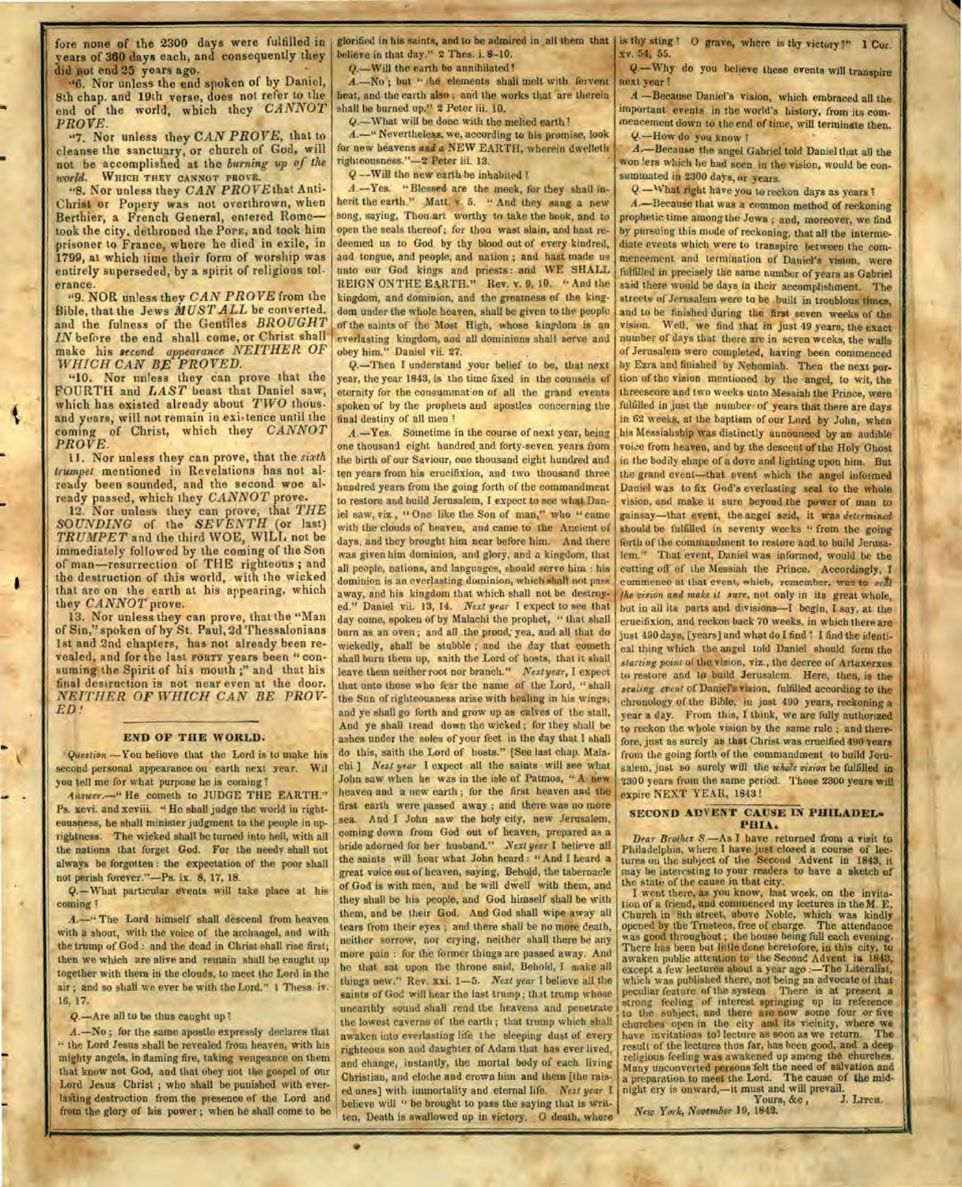fore none of the 2300 days were fulfilled in years of 360 days each, and consequently they did not end 25 years ago.

"6. Nor unless the end spoken of by Daniel, 8th chap. and 19th verse, does not refer to the end of the world, which they *CANNOT PROVE*.

"7. Nor unless they *CAN PROVE*, that to cleanse the sanctuary, or church of God, will not be accomplished at the *burning up of the world*. WHICH THEY CANNOT PROVE.

"8. Nor unless they *CAN PROVE* that Anti-Christ or Popery was not overthrown, when Berthier, a French General, entered Rome—took the city, dethroned the POPE, and took him prisoner to France, where he died in exile, in 1799, at which time their form of worship was entirely superseded, by a spirit of religious tolerance.

"9. NOR unless they *CAN PROVE* from the Bible, that the Jews *MUST ALL* be converted, and the fulness of the Gentiles *BROUGHT IN* before the end shall come, or Christ shall make his *second appearance NEITHER OF WHICH CAN BE PROVED.*

"10. Nor unless they can prove that the FOURTH and *LAST* beast that Daniel saw, which has existed already about *TWO* thous. and years, will not remain in existence until the coming of Christ, which they *CANNOT PROVE.*

11. Nor unless they can prove, that the *sixth trumpet* mentioned in Revelations has not already been sounded, and the second woe already passed, which they *CANNOT* prove.

12. Nor unless they can prove, that *THE SOUNDING OF* the *SEVENTH* (or last) *TRUMPET* and the third WOE, WILL not be immediately followed by the coming of the Son of man—resurrection of THE righteous; and the destruction of this world, with the wicked that are on the earth at his appearing, which they *CANNOT* prove.

13. Nor unless they can prove, that the "Man of Sin," spoken of by St. Paul, 2d Thessalonians 1st and 2nd chapters, has not already been revealed, and for the last FORTY years been "consuming the Spirit of his mouth;" and that his final destruction is not near even at the door. *NEITHER OF WHICH CAN BE PROVED!*

## END OF THE WORLD.

*Question.*—You believe that the Lord is to make his second personal appearance on earth next year. Wil you tell me for what purpose he is coming?

*Answer.*—"He cometh to JUDGE THE EARTH." Ps. xcvi. and xcviii. "He shall judge the world in righteousness, he shall minister judgment to the people in uprightness. The wicked shall be turned into hell, with all the nations that forget God. For the needy shall not always be forgotten: the expectation of the poor shall not perish forever."—Ps. ix. 8, 17, 18.

*Q.*—What particular events will take place at his coming?

*A.*—"The Lord himself shall descend from heaven with a shout, with the voice of the archangel, and with the trump of God: and the dead in Christ shall rise first; then we which are alive and remain shall be caught up together with them in the clouds, to meet the Lord in the air; and so shall we ever be with the Lord." 1 Thess. iv. 16, 17.

*Q.*—Are all to be thus caught up?

*A.*—No; for the same apostle expressly declares that "the Lord Jesus shall be revealed from heaven, with his mighty angels, in flaming fire, taking vengeance on them that know not God, and that obey not the gospel of our Lord Jesus Christ; who shall be punished with everlasting destruction from the presence of the Lord and from the glory of his power; when he shall come to be glorified in his saints, and to be admired in all them that believe in that day." 2 Thes. i. 8–10.

*Q.*—Will the earth be annihilated?

*A.*—No; but "the elements shall melt with fervent heat, and the earth also; and the works that are therein shall be burned up." 2 Peter iii. 10.

*Q.*—What will be done with the melted earth?

*A.*—"Nevertheless, we, according to his promise, look for new heavens *and a* NEW EARTH, wherein dwelleth righteousness."—2 Peter iii. 13.

*Q.*—Will the new earth be inhabited?

*A.*—Yes. "Blessed are the meek, for they shall inherit the earth." Matt. v. 5. "And they sang a new song, saying, Thou art worthy to take the book, and to open the seals thereof; for thou wast slain, and hast redeemed us to God by thy blood out of every kindred, and tongue, and people, and nation; and hast made us unto our God kings and priests: and WE SHALL REIGN ON THE EARTH." Rev. v. 9, 10. "And the kingdom, and dominion, and the greatness of the kingdom under the whole heaven, shall be given to the people of the saints of the Most High, whose kingdom is an everlasting kingdom, and all dominions shall serve and obey him." Daniel vii. 27.

*Q.*—Then I understand your belief to be, that next year, the year 1843, is the time fixed in the counsels of eternity for the consummation of all the grand events spoken of by the prophets and apostles concerning the final destiny of all men?

*A.*—Yes. Sometime in the course of next year, being one thousand eight hundred and forty-seven years from the birth of our Saviour, one thousand eight hundred and ten years from his crucifixion, and two thousand three hundred years from the going forth of the commandment to restore and build Jerusalem, I expect to see what Daniel saw, viz., "One like the Son of man," who "came with the clouds of heaven, and came to the Ancient of days, and they brought him near before him. And there was given him dominion, and glory, and a kingdom, that all people, nations, and languages, should serve him: his dominion is an everlasting dominion, which shall not pass away, and his kingdom that which shall not be destroyed." Daniel vii. 13, 14. *Next year* I expect to see that day come, spoken of by Malachi the prophet, "that shall burn as an oven; and all the proud, yea, and all that do wickedly, shall be stubble; and the day that cometh shall burn them up, saith the Lord of hosts, that it shall leave them neither root nor branch." *Next year*, I expect that unto those who fear the name of the Lord, "shall the Sun of righteousness arise with healing in his wings; and ye shall go forth and grow up as calves of the stall, And ye shall tread down the wicked; for they shall be ashes under the soles of your feet in the day that I shall do this, saith the Lord of hosts." [See last chap. Malachi.] *Next year* I expect all the saints will see what John saw when he was in the isle of Patmos, "A new heaven and a new earth; for the first heaven and the first earth were passed away; and there was no more sea. And I John saw the holy city, new Jerusalem, coming down from God out of heaven, prepared as a bride adorned for her husband." *Next year* I believe all the saints will hear what John heard: "And I heard a great voice out of heaven, saying, Behold, the tabernacle of God is with men, and he will dwell with them, and they shall be his people, and God himself shall be with them, and be their God. And God shall wipe away all tears from their eyes; and there shall be no more death, neither sorrow, nor crying, neither shall there be any more pain: for the former things are passed away. And he that sat upon the throne said, Behold, I make all things new." Rev. xxi. 1–5. *Next year* I believe all the saints of God will hear the last trump; that trump whose unearthly sound shall rend the heavens and penetrate the lowest caverns of the earth; that trump which shall awaken into everlasting life the sleeping dust of every righteous son and daughter of Adam that has ever lived, and change, instantly, the mortal body of each living Christian, and clothe and crown him and them [the raised ones] with immortality and eternal life. *Next year* I believe will "be brought to pass the saying that is written, Death is swallowed up in victory. O death, where is thy sting? O grave, where is thy victory?" 1 Cor. xv. 54, 55.

*Q.*—Why do you believe these events will transpire next year?

*A.*—Because Daniel's vision, which embraced all the important events in the world's history, from its commencement down to the end of time, will terminate then.

*Q.*—How do you know?

*A.*—Because the angel Gabriel told Daniel that all the wonders which he had seen in the vision, would be consummated in 2300 days, or years.

*Q.*—What right have you to reckon days as years?

*A.*—Because that was a common method of reckoning prophetic time among the Jews; and, moreover, we find by pursuing this mode of reckoning, that all the intermediate events which were to transpire between the commencement and termination of Daniel's vision, were fulfilled in precisely the same number of years as Gabriel said there would be days in their accomplishment. The streets of Jerusalem were to be built in troublous times, and to be be finished during the first seven weeks of the vision. Well, we find that in just 49 years, the exact number of days that there are in seven weeks, the walls of Jerusalem were completed, having been commenced by Ezra and finished by Nehemiah. Then the next portion of the vision mentioned by the angel, to wit, the threescore and two weeks unto Messiah the Prince, were fulfilled in just the number of years that there are days in 62 weeks, at the baptism of our Lord by John, when his Messiahship was distinctly announced by an audible voice from heaven, and by the descent of the Holy Ghost in the bodily shape of a dove and lighting upon him. But the grand event—that event which the angel informed Daniel was to fix God's everlasting seal to the whole vision, and make it sure beyond the power of man to gainsay—that event, the angel said, it was *determined* should be fulfilled in seventy weeks "from the going forth of the commandment to restore and to build Jerusalem." That event, Daniel was informed, would be the cutting off of the Messiah the Prince. Accordingly, I commence at that event, which, remember, was to *seal the vision and make it sure*, not only in its great whole, but in all its parts and divisions—I begin, I say, at the crucifixion, and reckon back 70 weeks, in which there are just 490 days, [years] and what do I find? I find the identical thing which the angel told Daniel should form the *starting point* of the vision, viz., the decree of Artaxerxes to restore and to build Jerusalem. Here, then, is the *sealing event* of Daniel's vision, fulfilled according to the chronology of the Bible, in just 490 years, reckoning a year a day. From this, I think, we are fully authorized to reckon the whole vision by the same rule; and therefore, just as surely as that Christ was crucified 490 years from the going forth of the commandment to build Jerusalem, just so surely will the *whole vision* be fulfilled in 2300 years from the same period. Those 2300 years will expire NEXT YEAR, 1843!

## SECOND ADVENT CAUSE IN PHILADELPHIA.

*Dear Brother S.*—As I have returned from a visit to Philadelphia, where I have just closed a course of lectures on the subject of the Second Advent in 1843, it may be interesting to your readers to have a sketch of the state of the cause in that city.

I went there, as you know, last week, on the invitation of a friend, and commenced my lectures in the M. E. Church in 8th street, above Noble, which was kindly opened by the Trustees, free of charge. The attendance was good throughout; the house being full each evening. There has been but little done heretofore, in this city, to awaken public attention to the Second Advent in 1843, except a few lectures about a year ago:—The Literalist, which was published there, not being an advocate of that peculiar feature of the system There is at present a strong feeling of interest springing up in reference to the subject, and there are now some four or five churches open in the city and its vicinity, where we have invitations to lecture as soon as we return. The result of the lectures thus far, has been good, and a deep religious feeling was awakened up among the churches. Many unconverted persons felt the need of salvation and a preparation to meet the Lord. The cause of the midnight cry is onward,—it must and will prevail.

Yours, &c., J. LITCH.

*New York, November 19, 1842.*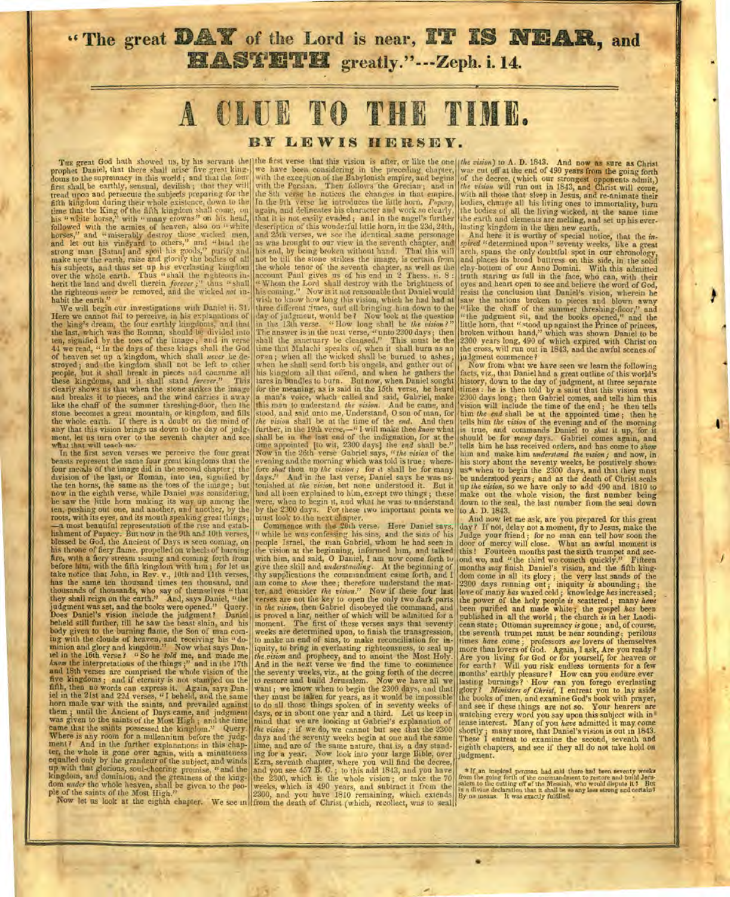# "The great DAY of the Lord is near, IT IS NEAR, and HASTETH greatly."---Zeph. i. 14.

# A CLUE TO THE TIME.

## BY LEWIS HERSEY.

THE great God hath showed us, by his servant the prophet Daniel, that there shall arise five great kingdoms to the supremacy in this world; and that the four first shall be earthly, sensual, devilish; that they will tread upon and persecute the subjects preparing for the fifth kingdom during their whole existence, down to the time that the King of the fifth kingdom shall come, on his "white horse," with "many crowns" on his head, followed with the armies of heaven, also on "white horses," and "miserably destroy those wicked men, and let out his vineyard to others," and "bind the strong man [Satan] and spoil his goods," purify and make new the earth, raise and glorify the bodies of all his subjects, and thus set up his everlasting kingdom over the whole earth. Thus "shall the righteous inherit the land and dwell therein *forever*;" thus "shall the righteous *never* be removed, and the wicked *not* inhabit the earth."

We will begin our investigations with Daniel ii. 31. Here we cannot fail to perceive, in his explanations of the king's dream, the four earthly kingdoms, and that the last, which was the Roman, should be divided into ten, signified by the toes of the image; and in verse 44 we read, "In the days of these kings shall the God of heaven set up a kingdom, which shall *never* be destroyed; and the kingdom shall not be left to other people, but it shall break in pieces and consume all these kingdoms, and it shall stand *forever*." This clearly shows us that when the stone strikes the image and breaks it to pieces, and the wind carries it away like the chaff of the summer threshing-floor, then the stone becomes a great mountain, or kingdom, and fills the whole earth. If there is a doubt on the mind of any that this vision brings us down to the day of judgment, let us turn over to the seventh chapter and see what that will teach us.

In the first seven verses we perceive the four great beasts represent the same four great kingdoms that the four metals of the image did in the second chapter; the division of the last, or Roman, into ten, signified by the ten horns, the same as the toes of the image; but now in the eighth verse, while Daniel was considering, he saw the little horn making its way up among the ten, pushing out one, and another, and another, by the roots, with its eyes, and its mouth speaking great things; —a most beautiful representation of the rise and establishment of Papacy. But now in the 9th and 10th verses, blessed be God, the Ancient of Days is seen coming, on his throne of fiery flame, propelled on wheels of burning fire, with a fiery stream issuing and coming forth from before him, with the fifth kingdom with him; for let us take notice that John, in Rev. v., 10th and 11th verses, has the same ten thousand times ten thousand, and thousands of thousands, who say of themselves "that they shall reign on the earth." And, says Daniel, "the judgment was set, and the books were opened." Query. Does Daniel's vision include the judgment? Daniel beheld still further, till he saw the beast slain, and his body given to the burning flame, the Son of man coming with the clouds of heaven, and receiving his "dominion and glory and kingdom." Now what says Daniel in the 16th verse? "So he *told* me, and made me *know* the interpretations of the things;" and in the 17th and 18th verses are comprised the whole vision of the five kingdoms; and if eternity is not stamped on the fifth, then no words can express it. Again, says Daniel in the 21st and 22d verses, "I beheld, and the same horn made war with the saints, and prevailed against them; until the Ancient of Days came, and judgment was given to the saints of the Most High; and the time came that the saints possessed the kingdom." Query. Where is any room for a millennium before the judgment? And in the further explanations in this chapter, the whole is gone over again, with a minuteness equalled only by the grandeur of the subject, and winds up with that glorious, soul-cheering promise, "and the kingdom, and dominion, and the greatness of the kingdom *under* the whole heaven, shall be given to the people of the saints of the Most High."

Now let us look at the eighth chapter. We see in the first verse that this vision is after, or like the one we have been considering in the preceding chapter, with the exception of the Babylonish empire, and begins with the Persian. Then follows the Grecian; and in the 8th verse he notices the changes in that empire. In the 9th verse he introduces the little horn, *Popery*, again, and delineates his character and work so clearly, that it is not easily evaded; and in the angel's further description of this wonderful little horn, in the 23d, 24th, and 25th verses, we see the identical same personage as was brought to our view in the seventh chapter, and his end, by being broken without hand. That this will not be till the stone strikes the image, is certain from the whole tenor of the seventh chapter, as well as the account Paul gives us of his end in 2 Thess. ii. 8: "Whom the Lord shall destroy with the brightness of his coming." Now is it not reasonable that Daniel would wish to know how long this vision, which he had had at three different times, and all bringing him down to the day of judgment, would be? Now look at the question in the 13th verse. "How long shall be *the vision*?" The answer is in the next verse, "unto 2300 days; then shall the sanctuary be cleansed." This must be the time that Malachi speaks of, when it shall burn as an oven; when all the wicked shall be burned to ashes; when he shall send forth his angels, and gather out of his kingdom all that offend, and when he gathers the tares in bundles to burn. But now, when Daniel sought for the meaning, as is said in the 15th verse, he heard a man's voice, which called and said, Gabriel, make this man to understand *the vision*. And he came, and stood, and said unto me, Understand, O son of man, for *the vision* shall be at the time of the *end*. And then further, in the 19th verse,—"I will make thee *know* what shall be in the last end of the indignation, for at the time appointed [to wit, 2300 days] the *end* shall be." Now in the 26th verse Gabriel says, "*the vision* of the evening and the morning which was told is true; wherefore *shut* thou up *the vision*; for it shall be for many days." And in the last verse, Daniel says he was astonished at *the vision*, but none understood it. But it had all been explained to him, except two things; these were, when to begin it, and what he was to understand by the 2300 days. For these two important points we must look to the next chapter.

Commence with the 20th verse. Here Daniel says, "while he was confessing his sins, and the sins of his people Israel, the man Gabriel, whom he had seen in the vision at the beginning, informed him, and talked with him, and said, O Daniel, I am now come forth to give thee skill and *understanding*. At the beginning of thy supplications the commandment came forth, and I am come to *show* thee; therefore understand the matter, and consider *the vision*." Now if these four last verses are not the key to open the only two dark parts in *the vision*, then Gabriel disobeyed the command, and is proved a liar, neither of which will be admitted for a moment. The first of these verses says that seventy weeks are determined upon, to finish the transgression, to make an end of sins, to make reconciliation for iniquity, to bring in everlasting righteousness, to seal up *the vision* and prophecy, and to anoint the Most Holy. And in the next verse we find the time to commence the seventy weeks, viz., at the going forth of the decree to restore and build Jerusalem. Now we have all we want; we know when to begin the 2300 days, and that they must be taken for years, as it would be impossible to do all those things spoken of in seventy weeks of days, or in about one year and a third. Let us keep in mind that we are looking at Gabriel's explanation of *the vision*; if we do, we cannot but see that the 2300 days and the seventy weeks begin at one and the same time, and are of the same nature, that is, a day standing for a year. Now look into your large Bible, over Ezra, seventh chapter, where you will find the decree, and you see 457 B. C.; to this add 1843, and you have the 2300, which is the whole vision; or take the 70 weeks, which is 490 years, and subtract it from the 2300, and you have 1810 remaining, which extends from the death of Christ (which, recollect, was to seal *the vision*) to A. D. 1843. And now as sure as Christ was cut off at the end of 490 years from the going forth of the decree, (which our strongest opponents admit,) *the vision* will run out in 1843, and Christ will come, with all those that sleep in Jesus, and re-animate their bodies, change all his living ones to immortality, burn the bodies of all the living wicked, at the same time the earth and elements are melting, and set up his everlasting kingdom in the then new earth.

And here it is worthy of special notice, that the *inspired* "determined upon" seventy weeks, like a great arch, spans the only doubtful spot in our chronology, and places its broad buttress on this side, in the solid clay-bottom of our Anno Domini. With this admitted truth staring us full in the face, who can, with their eyes and heart open to see and believe the word of God, resist the conclusion that Daniel's vision, wherein he saw the nations broken to pieces and blown away "like the chaff of the summer threshing-floor," and "the judgment sit, and the books opened," and the little horn, that "stood up against the Prince of princes, broken without hand," which was shown Daniel to be 2300 years long, 490 of which expired with Christ on the cross, will run out in 1843, and the awful scenes of judgment commence?

Now from what we have seen we learn the following facts, viz., that Daniel had a great outline of this world's history, down to the day of judgment, at three separate times: he is then told by a saint that this vision was 2300 days long; then Gabriel comes, and tells him this vision will include the time of the end; he then tells him *the end* shall be at the appointed time; then he tells him *the vision* of the evening and of the morning is true, and commands Daniel to *shut* it up, for it should be for *many* days. Gabriel comes again, and tells him he has received orders, and has come to *show* him and make him *understand the vision*; and now, in his story about the seventy weeks, he positively shows us* when to begin the 2300 days, and that they must be understood years; and as the death of Christ seals up *the vision*, so we have only to add 490 and 1810 to make out the whole vision, the first number being down to the seal, the last number from the seal down to A. D. 1843.

And now let me ask, are you prepared for this great day? If not, delay not a moment, fly to Jesus, make the Judge your friend; for no man can tell how soon the door of mercy will close. What an awful moment is this! Fourteen months past the sixth trumpet and second wo, and "the third wo cometh quickly." Fifteen months *may* finish Daniel's vision, and the fifth kingdom come in all its glory; the very last sands of the 2300 days running out; iniquity *is* abounding; the love of many *has* waxed cold; knowledge *has* increased; the power of the holy people *is* scattered; many *have* been purified and made white; the gospel *has* been published in all the world; the church *is* in her Laodicean state; Ottoman supremacy *is* gone; and, of course, the seventh trumpet must be near sounding; perilous times *have* come; professors *are* lovers of themselves more than lovers of God. Again, I ask, Are you ready? Are you living for God or for yourself, for heaven or for earth? Will you risk endless torments for a few months' earthly pleasure? How can you endure everlasting burnings? How can you forego everlasting glory? *Ministers of Christ*, I entreat you to lay aside the books of men, and examine God's book with prayer, and see if these things are not so. Your hearers are watching every word you say upon this subject with intense interest. Many of you *have* admitted it may come shortly; many more, that Daniel's vision is out in 1843. These I entreat to examine the second, seventh and eighth chapters, and see if they all do not take hold on judgment.

\* If an inspired penman had said there had been seventy weeks from the going forth of the commandment to restore and build Jerusalem to the cutting off of the Messiah, who would dispute it? But is a divine declaration that it shall be so any less strong and certain? By no means. It was exactly fulfilled.